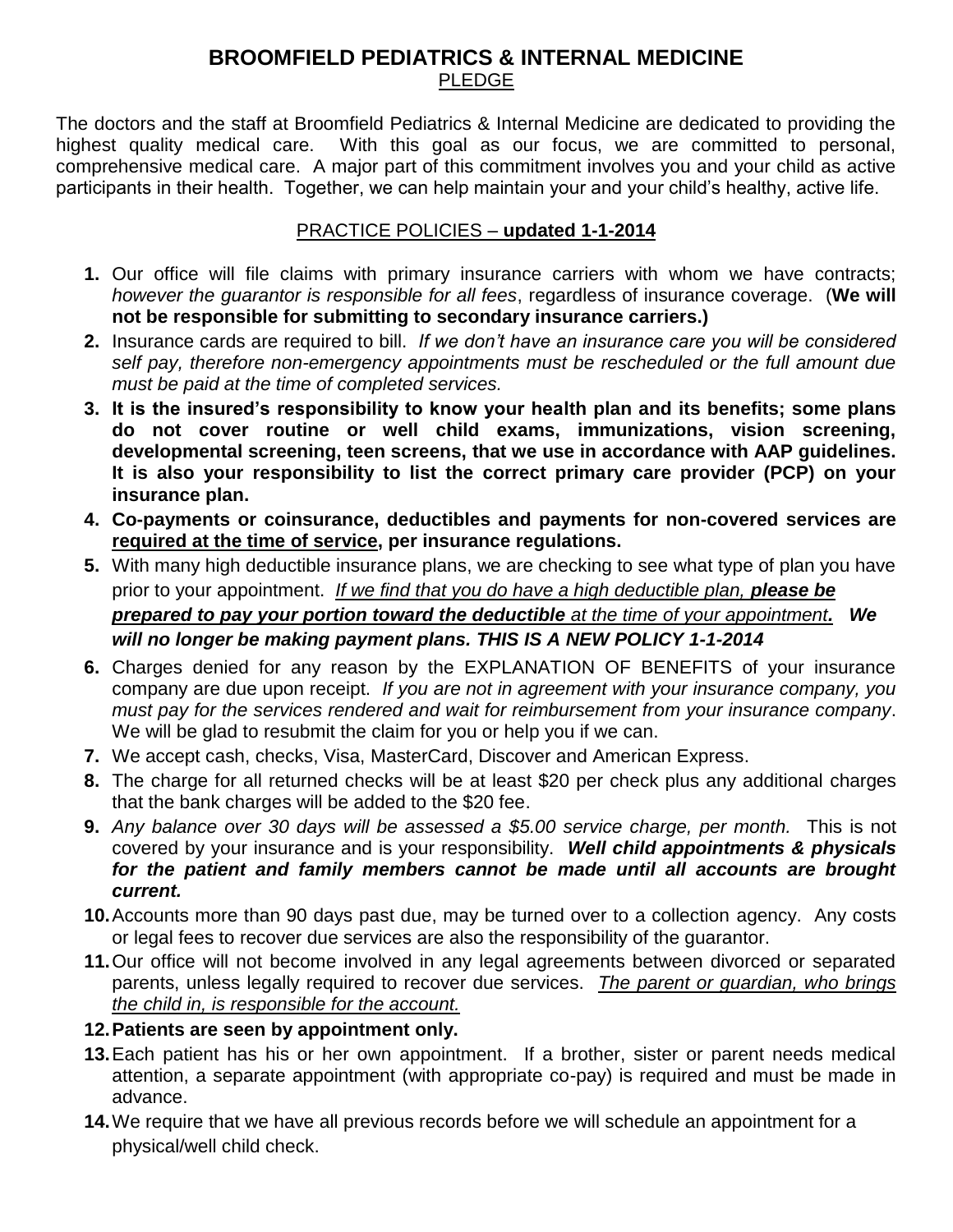# BROOMFIELD PEDIATRICS & INTERNAL MEDICINE

## PLEDGE

The doctors and the staff at Broomfield Pediatrics & Internal Medicine are dedicated to providing the highest quality medical care. With this goal as our focus, we are committed to personal, comprehensive medical care. A major part of this commitment involves you and your child as active participants in their health. Together, we can help maintain your and your child's healthy, active life.

## PRACTICE POLICIES – **updated 1-1-2014**

1. Our office will file claims with primary insurance carriers with whom we have contracts; *however the guarantor is responsible for all fees*, regardless of insurance coverage. (**We will not be responsible for submitting to secondary insurance carriers.)**
2. Insurance cards are required to bill. *If we don't have an insurance care you will be considered self pay, therefore non-emergency appointments must be rescheduled or the full amount due must be paid at the time of completed services.*
3. **It is the insured's responsibility to know your health plan and its benefits; some plans do not cover routine or well child exams, immunizations, vision screening, developmental screening, teen screens, that we use in accordance with AAP guidelines. It is also your responsibility to list the correct primary care provider (PCP) on your insurance plan.**
4. **Co-payments or coinsurance, deductibles and payments for non-covered services are required at the time of service, per insurance regulations.**
5. With many high deductible insurance plans, we are checking to see what type of plan you have prior to your appointment. *If we find that you do have a high deductible plan, **please be prepared to pay your portion toward the deductible** at the time of your appointment. **We will no longer be making payment plans. THIS IS A NEW POLICY 1-1-2014***
6. Charges denied for any reason by the EXPLANATION OF BENEFITS of your insurance company are due upon receipt. *If you are not in agreement with your insurance company, you must pay for the services rendered and wait for reimbursement from your insurance company*. We will be glad to resubmit the claim for you or help you if we can.
7. We accept cash, checks, Visa, MasterCard, Discover and American Express.
8. The charge for all returned checks will be at least $20 per check plus any additional charges that the bank charges will be added to the $20 fee.
9. *Any balance over 30 days will be assessed a $5.00 service charge, per month.* This is not covered by your insurance and is your responsibility. ***Well child appointments & physicals for the patient and family members cannot be made until all accounts are brought current.***
10. Accounts more than 90 days past due, may be turned over to a collection agency. Any costs or legal fees to recover due services are also the responsibility of the guarantor.
11. Our office will not become involved in any legal agreements between divorced or separated parents, unless legally required to recover due services. *The parent or guardian, who brings the child in, is responsible for the account.*
12. **Patients are seen by appointment only.**
13. Each patient has his or her own appointment. If a brother, sister or parent needs medical attention, a separate appointment (with appropriate co-pay) is required and must be made in advance.
14. We require that we have all previous records before we will schedule an appointment for a physical/well child check.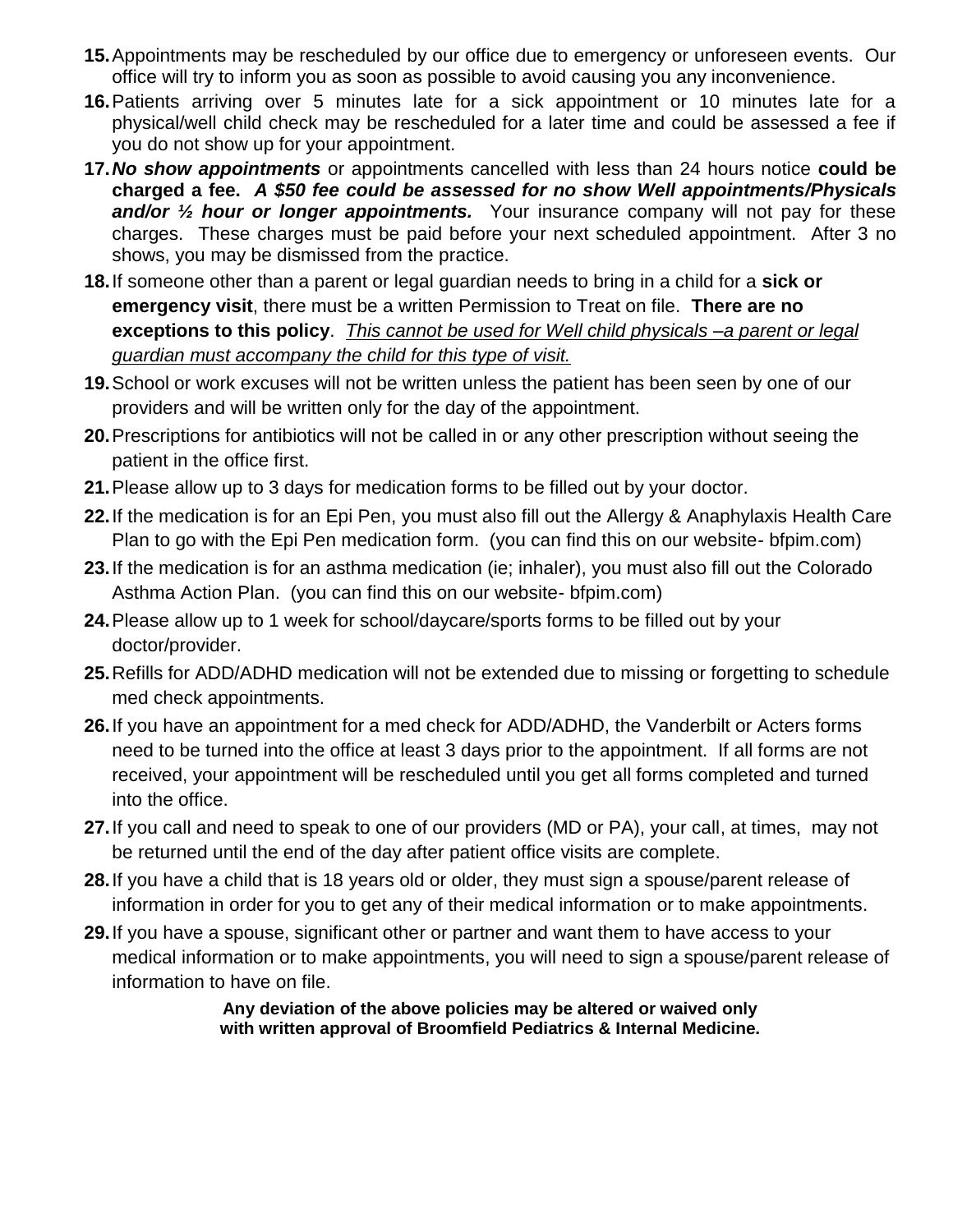15. Appointments may be rescheduled by our office due to emergency or unforeseen events. Our office will try to inform you as soon as possible to avoid causing you any inconvenience.
16. Patients arriving over 5 minutes late for a sick appointment or 10 minutes late for a physical/well child check may be rescheduled for a later time and could be assessed a fee if you do not show up for your appointment.
17. ***No show appointments*** or appointments cancelled with less than 24 hours notice **could be charged a fee.** ***A $50 fee could be assessed for no show Well appointments/Physicals and/or ½ hour or longer appointments.*** Your insurance company will not pay for these charges. These charges must be paid before your next scheduled appointment. After 3 no shows, you may be dismissed from the practice.
18. If someone other than a parent or legal guardian needs to bring in a child for a **sick or emergency visit**, there must be a written Permission to Treat on file. **There are no exceptions to this policy**. *This cannot be used for Well child physicals –a parent or legal guardian must accompany the child for this type of visit.*
19. School or work excuses will not be written unless the patient has been seen by one of our providers and will be written only for the day of the appointment.
20. Prescriptions for antibiotics will not be called in or any other prescription without seeing the patient in the office first.
21. Please allow up to 3 days for medication forms to be filled out by your doctor.
22. If the medication is for an Epi Pen, you must also fill out the Allergy & Anaphylaxis Health Care Plan to go with the Epi Pen medication form. (you can find this on our website- bfpim.com)
23. If the medication is for an asthma medication (ie; inhaler), you must also fill out the Colorado Asthma Action Plan. (you can find this on our website- bfpim.com)
24. Please allow up to 1 week for school/daycare/sports forms to be filled out by your doctor/provider.
25. Refills for ADD/ADHD medication will not be extended due to missing or forgetting to schedule med check appointments.
26. If you have an appointment for a med check for ADD/ADHD, the Vanderbilt or Acters forms need to be turned into the office at least 3 days prior to the appointment. If all forms are not received, your appointment will be rescheduled until you get all forms completed and turned into the office.
27. If you call and need to speak to one of our providers (MD or PA), your call, at times, may not be returned until the end of the day after patient office visits are complete.
28. If you have a child that is 18 years old or older, they must sign a spouse/parent release of information in order for you to get any of their medical information or to make appointments.
29. If you have a spouse, significant other or partner and want them to have access to your medical information or to make appointments, you will need to sign a spouse/parent release of information to have on file.

**Any deviation of the above policies may be altered or waived only with written approval of Broomfield Pediatrics & Internal Medicine.**